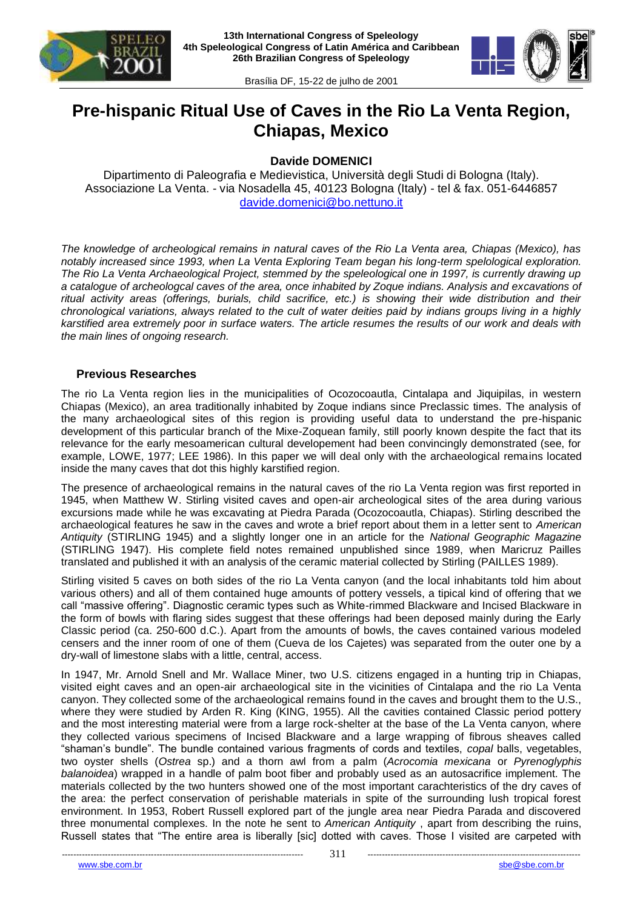# Pre-hispanic Ritual Use of Caves in the Rio La Venta Region, Chiapas, Mexico

**Davide DOMENICI**

Dipartimento di Paleografia e Medievistica, Università degli Studi di Bologna (Italy).
Associazione La Venta. - via Nosadella 45, 40123 Bologna (Italy) - tel & fax. 051-6446857
davide.domenici@bo.nettuno.it

*The knowledge of archeological remains in natural caves of the Rio La Venta area, Chiapas (Mexico), has notably increased since 1993, when La Venta Exploring Team began his long-term spelological exploration. The Rio La Venta Archaeological Project, stemmed by the speleological one in 1997, is currently drawing up a catalogue of archeologcal caves of the area, once inhabited by Zoque indians. Analysis and excavations of ritual activity areas (offerings, burials, child sacrifice, etc.) is showing their wide distribution and their chronological variations, always related to the cult of water deities paid by indians groups living in a highly karstified area extremely poor in surface waters. The article resumes the results of our work and deals with the main lines of ongoing research.*

## Previous Researches

The rio La Venta region lies in the municipalities of Ocozocoautla, Cintalapa and Jiquipilas, in western Chiapas (Mexico), an area traditionally inhabited by Zoque indians since Preclassic times. The analysis of the many archaeological sites of this region is providing useful data to understand the pre-hispanic development of this particular branch of the Mixe-Zoquean family, still poorly known despite the fact that its relevance for the early mesoamerican cultural developement had been convincingly demonstrated (see, for example, LOWE, 1977; LEE 1986). In this paper we will deal only with the archaeological remains located inside the many caves that dot this highly karstified region.

The presence of archaeological remains in the natural caves of the rio La Venta region was first reported in 1945, when Matthew W. Stirling visited caves and open-air archeological sites of the area during various excursions made while he was excavating at Piedra Parada (Ocozocoautla, Chiapas). Stirling described the archaeological features he saw in the caves and wrote a brief report about them in a letter sent to *American Antiquity* (STIRLING 1945) and a slightly longer one in an article for the *National Geographic Magazine* (STIRLING 1947). His complete field notes remained unpublished since 1989, when Maricruz Pailles translated and published it with an analysis of the ceramic material collected by Stirling (PAILLES 1989).

Stirling visited 5 caves on both sides of the rio La Venta canyon (and the local inhabitants told him about various others) and all of them contained huge amounts of pottery vessels, a tipical kind of offering that we call "massive offering". Diagnostic ceramic types such as White-rimmed Blackware and Incised Blackware in the form of bowls with flaring sides suggest that these offerings had been deposed mainly during the Early Classic period (ca. 250-600 d.C.). Apart from the amounts of bowls, the caves contained various modeled censers and the inner room of one of them (Cueva de los Cajetes) was separated from the outer one by a dry-wall of limestone slabs with a little, central, access.

In 1947, Mr. Arnold Snell and Mr. Wallace Miner, two U.S. citizens engaged in a hunting trip in Chiapas, visited eight caves and an open-air archaeological site in the vicinities of Cintalapa and the rio La Venta canyon. They collected some of the archaeological remains found in the caves and brought them to the U.S., where they were studied by Arden R. King (KING, 1955). All the cavities contained Classic period pottery and the most interesting material were from a large rock-shelter at the base of the La Venta canyon, where they collected various specimens of Incised Blackware and a large wrapping of fibrous sheaves called "shaman's bundle". The bundle contained various fragments of cords and textiles, *copal* balls, vegetables, two oyster shells (*Ostrea* sp.) and a thorn awl from a palm (*Acrocomia mexicana* or *Pyrenoglyphis balanoidea*) wrapped in a handle of palm boot fiber and probably used as an autosacrifice implement. The materials collected by the two hunters showed one of the most important carachteristics of the dry caves of the area: the perfect conservation of perishable materials in spite of the surrounding lush tropical forest environment. In 1953, Robert Russell explored part of the jungle area near Piedra Parada and discovered three monumental complexes. In the note he sent to *American Antiquity* , apart from describing the ruins, Russell states that "The entire area is liberally [sic] dotted with caves. Those I visited are carpeted with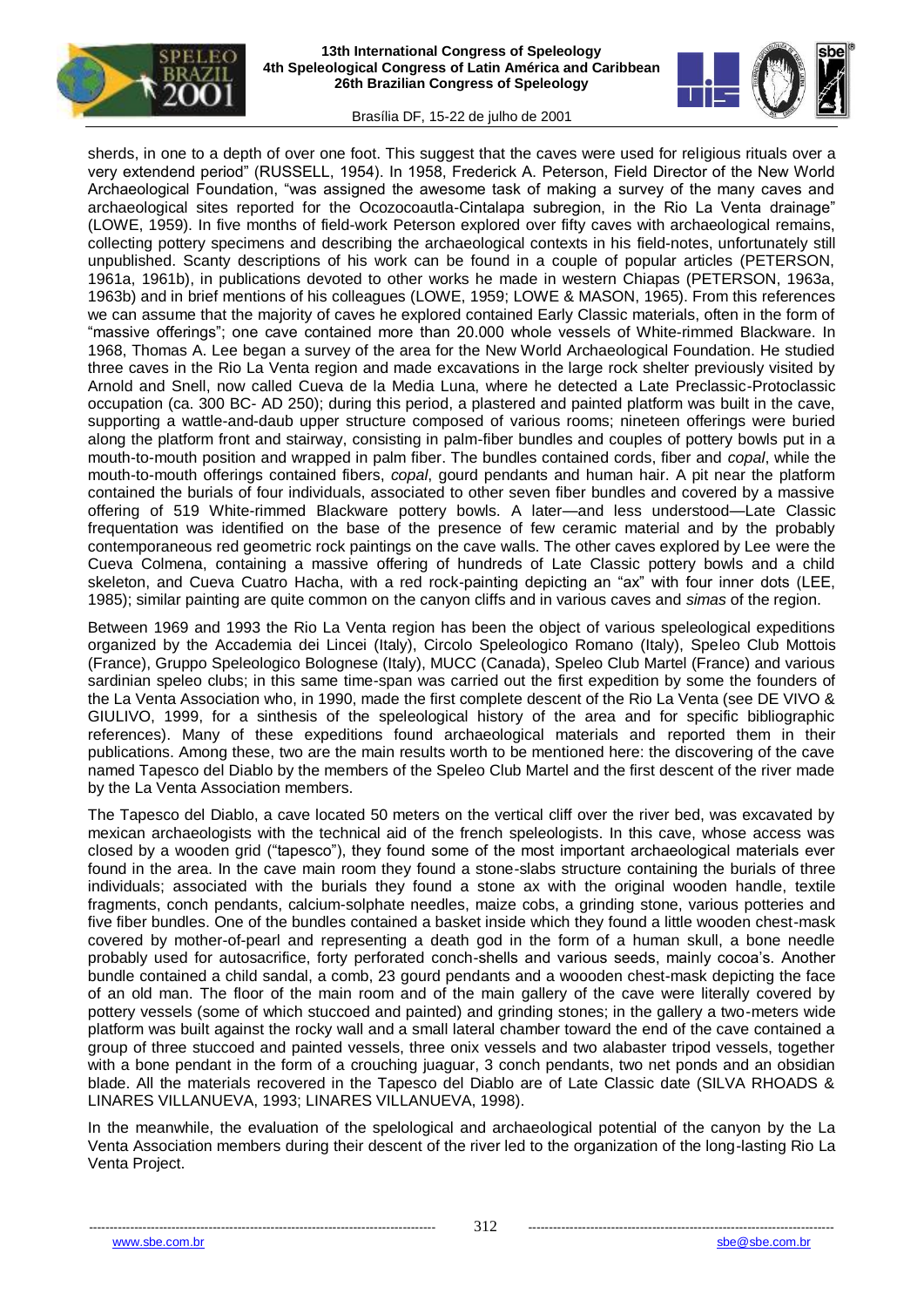sherds, in one to a depth of over one foot. This suggest that the caves were used for religious rituals over a very extendend period" (RUSSELL, 1954). In 1958, Frederick A. Peterson, Field Director of the New World Archaeological Foundation, "was assigned the awesome task of making a survey of the many caves and archaeological sites reported for the Ocozocoautla-Cintalapa subregion, in the Rio La Venta drainage" (LOWE, 1959). In five months of field-work Peterson explored over fifty caves with archaeological remains, collecting pottery specimens and describing the archaeological contexts in his field-notes, unfortunately still unpublished. Scanty descriptions of his work can be found in a couple of popular articles (PETERSON, 1961a, 1961b), in publications devoted to other works he made in western Chiapas (PETERSON, 1963a, 1963b) and in brief mentions of his colleagues (LOWE, 1959; LOWE & MASON, 1965). From this references we can assume that the majority of caves he explored contained Early Classic materials, often in the form of "massive offerings"; one cave contained more than 20.000 whole vessels of White-rimmed Blackware. In 1968, Thomas A. Lee began a survey of the area for the New World Archaeological Foundation. He studied three caves in the Rio La Venta region and made excavations in the large rock shelter previously visited by Arnold and Snell, now called Cueva de la Media Luna, where he detected a Late Preclassic-Protoclassic occupation (ca. 300 BC- AD 250); during this period, a plastered and painted platform was built in the cave, supporting a wattle-and-daub upper structure composed of various rooms; nineteen offerings were buried along the platform front and stairway, consisting in palm-fiber bundles and couples of pottery bowls put in a mouth-to-mouth position and wrapped in palm fiber. The bundles contained cords, fiber and *copal*, while the mouth-to-mouth offerings contained fibers, *copal*, gourd pendants and human hair. A pit near the platform contained the burials of four individuals, associated to other seven fiber bundles and covered by a massive offering of 519 White-rimmed Blackware pottery bowls. A later—and less understood—Late Classic frequentation was identified on the base of the presence of few ceramic material and by the probably contemporaneous red geometric rock paintings on the cave walls. The other caves explored by Lee were the Cueva Colmena, containing a massive offering of hundreds of Late Classic pottery bowls and a child skeleton, and Cueva Cuatro Hacha, with a red rock-painting depicting an "ax" with four inner dots (LEE, 1985); similar painting are quite common on the canyon cliffs and in various caves and *simas* of the region.

Between 1969 and 1993 the Rio La Venta region has been the object of various speleological expeditions organized by the Accademia dei Lincei (Italy), Circolo Speleologico Romano (Italy), Speleo Club Mottois (France), Gruppo Speleologico Bolognese (Italy), MUCC (Canada), Speleo Club Martel (France) and various sardinian speleo clubs; in this same time-span was carried out the first expedition by some the founders of the La Venta Association who, in 1990, made the first complete descent of the Rio La Venta (see DE VIVO & GIULIVO, 1999, for a sinthesis of the speleological history of the area and for specific bibliographic references). Many of these expeditions found archaeological materials and reported them in their publications. Among these, two are the main results worth to be mentioned here: the discovering of the cave named Tapesco del Diablo by the members of the Speleo Club Martel and the first descent of the river made by the La Venta Association members.

The Tapesco del Diablo, a cave located 50 meters on the vertical cliff over the river bed, was excavated by mexican archaeologists with the technical aid of the french speleologists. In this cave, whose access was closed by a wooden grid ("tapesco"), they found some of the most important archaeological materials ever found in the area. In the cave main room they found a stone-slabs structure containing the burials of three individuals; associated with the burials they found a stone ax with the original wooden handle, textile fragments, conch pendants, calcium-solphate needles, maize cobs, a grinding stone, various potteries and five fiber bundles. One of the bundles contained a basket inside which they found a little wooden chest-mask covered by mother-of-pearl and representing a death god in the form of a human skull, a bone needle probably used for autosacrifice, forty perforated conch-shells and various seeds, mainly cocoa's. Another bundle contained a child sandal, a comb, 23 gourd pendants and a woooden chest-mask depicting the face of an old man. The floor of the main room and of the main gallery of the cave were literally covered by pottery vessels (some of which stuccoed and painted) and grinding stones; in the gallery a two-meters wide platform was built against the rocky wall and a small lateral chamber toward the end of the cave contained a group of three stuccoed and painted vessels, three onix vessels and two alabaster tripod vessels, together with a bone pendant in the form of a crouching juaguar, 3 conch pendants, two net ponds and an obsidian blade. All the materials recovered in the Tapesco del Diablo are of Late Classic date (SILVA RHOADS & LINARES VILLANUEVA, 1993; LINARES VILLANUEVA, 1998).

In the meanwhile, the evaluation of the spelological and archaeological potential of the canyon by the La Venta Association members during their descent of the river led to the organization of the long-lasting Rio La Venta Project.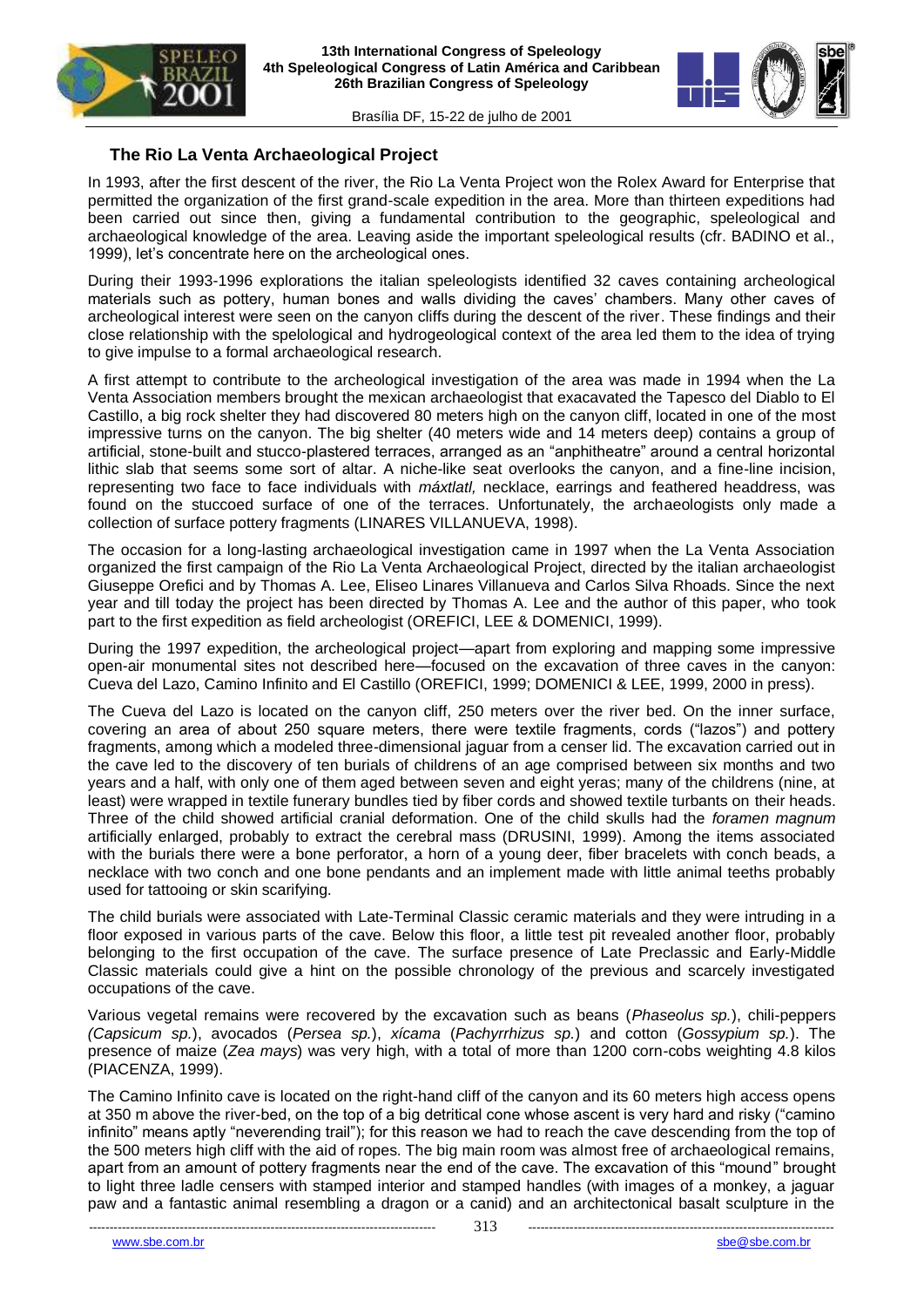## The Rio La Venta Archaeological Project

In 1993, after the first descent of the river, the Rio La Venta Project won the Rolex Award for Enterprise that permitted the organization of the first grand-scale expedition in the area. More than thirteen expeditions had been carried out since then, giving a fundamental contribution to the geographic, speleological and archaeological knowledge of the area. Leaving aside the important speleological results (cfr. BADINO et al., 1999), let's concentrate here on the archeological ones.

During their 1993-1996 explorations the italian speleologists identified 32 caves containing archeological materials such as pottery, human bones and walls dividing the caves' chambers. Many other caves of archeological interest were seen on the canyon cliffs during the descent of the river. These findings and their close relationship with the spelological and hydrogeological context of the area led them to the idea of trying to give impulse to a formal archaeological research.

A first attempt to contribute to the archeological investigation of the area was made in 1994 when the La Venta Association members brought the mexican archaeologist that exacavated the Tapesco del Diablo to El Castillo, a big rock shelter they had discovered 80 meters high on the canyon cliff, located in one of the most impressive turns on the canyon. The big shelter (40 meters wide and 14 meters deep) contains a group of artificial, stone-built and stucco-plastered terraces, arranged as an "anphitheatre" around a central horizontal lithic slab that seems some sort of altar. A niche-like seat overlooks the canyon, and a fine-line incision, representing two face to face individuals with *máxtlatl,* necklace, earrings and feathered headdress, was found on the stuccoed surface of one of the terraces. Unfortunately, the archaeologists only made a collection of surface pottery fragments (LINARES VILLANUEVA, 1998).

The occasion for a long-lasting archaeological investigation came in 1997 when the La Venta Association organized the first campaign of the Rio La Venta Archaeological Project, directed by the italian archaeologist Giuseppe Orefici and by Thomas A. Lee, Eliseo Linares Villanueva and Carlos Silva Rhoads. Since the next year and till today the project has been directed by Thomas A. Lee and the author of this paper, who took part to the first expedition as field archeologist (OREFICI, LEE & DOMENICI, 1999).

During the 1997 expedition, the archeological project—apart from exploring and mapping some impressive open-air monumental sites not described here—focused on the excavation of three caves in the canyon: Cueva del Lazo, Camino Infinito and El Castillo (OREFICI, 1999; DOMENICI & LEE, 1999, 2000 in press).

The Cueva del Lazo is located on the canyon cliff, 250 meters over the river bed. On the inner surface, covering an area of about 250 square meters, there were textile fragments, cords ("lazos") and pottery fragments, among which a modeled three-dimensional jaguar from a censer lid. The excavation carried out in the cave led to the discovery of ten burials of childrens of an age comprised between six months and two years and a half, with only one of them aged between seven and eight yeras; many of the childrens (nine, at least) were wrapped in textile funerary bundles tied by fiber cords and showed textile turbants on their heads. Three of the child showed artificial cranial deformation. One of the child skulls had the *foramen magnum* artificially enlarged, probably to extract the cerebral mass (DRUSINI, 1999). Among the items associated with the burials there were a bone perforator, a horn of a young deer, fiber bracelets with conch beads, a necklace with two conch and one bone pendants and an implement made with little animal teeths probably used for tattooing or skin scarifying.

The child burials were associated with Late-Terminal Classic ceramic materials and they were intruding in a floor exposed in various parts of the cave. Below this floor, a little test pit revealed another floor, probably belonging to the first occupation of the cave. The surface presence of Late Preclassic and Early-Middle Classic materials could give a hint on the possible chronology of the previous and scarcely investigated occupations of the cave.

Various vegetal remains were recovered by the excavation such as beans (*Phaseolus sp.*), chili-peppers *(Capsicum sp.*), avocados (*Persea sp.*), *xícama* (*Pachyrrhizus sp.*) and cotton (*Gossypium sp.*). The presence of maize (*Zea mays*) was very high, with a total of more than 1200 corn-cobs weighting 4.8 kilos (PIACENZA, 1999).

The Camino Infinito cave is located on the right-hand cliff of the canyon and its 60 meters high access opens at 350 m above the river-bed, on the top of a big detritical cone whose ascent is very hard and risky ("camino infinito" means aptly "neverending trail"); for this reason we had to reach the cave descending from the top of the 500 meters high cliff with the aid of ropes. The big main room was almost free of archaeological remains, apart from an amount of pottery fragments near the end of the cave. The excavation of this "mound" brought to light three ladle censers with stamped interior and stamped handles (with images of a monkey, a jaguar paw and a fantastic animal resembling a dragon or a canid) and an architectonical basalt sculpture in the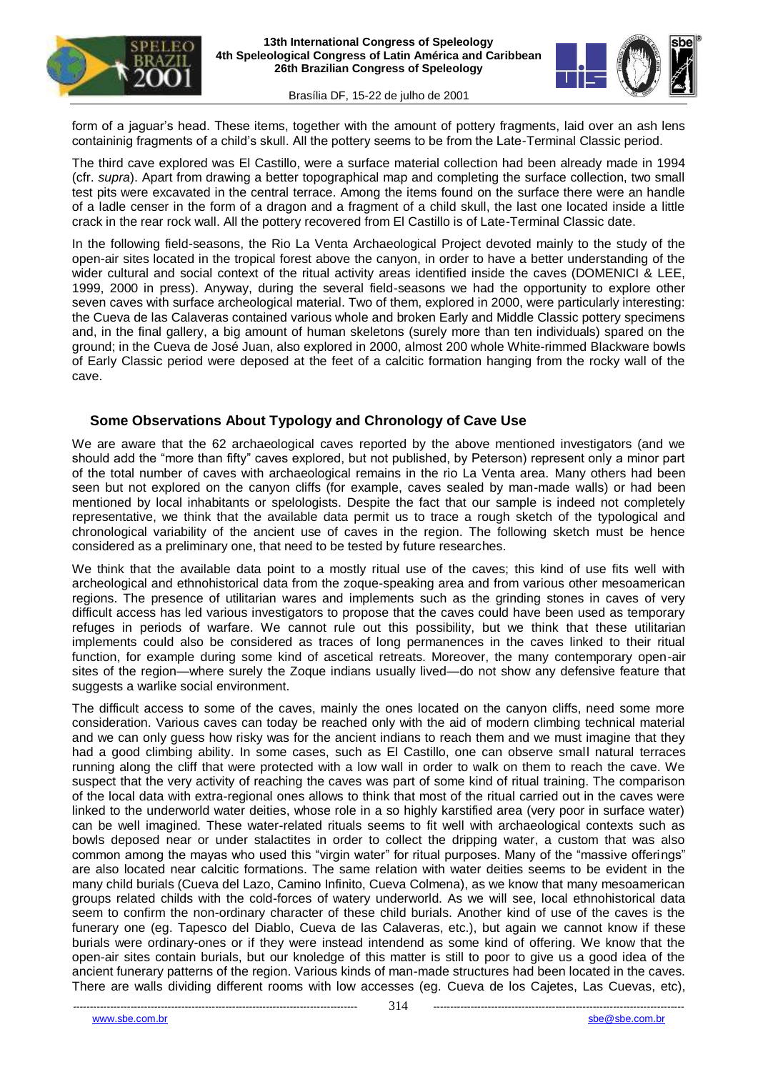form of a jaguar's head. These items, together with the amount of pottery fragments, laid over an ash lens containinig fragments of a child's skull. All the pottery seems to be from the Late-Terminal Classic period.

The third cave explored was El Castillo, were a surface material collection had been already made in 1994 (cfr. *supra*). Apart from drawing a better topographical map and completing the surface collection, two small test pits were excavated in the central terrace. Among the items found on the surface there were an handle of a ladle censer in the form of a dragon and a fragment of a child skull, the last one located inside a little crack in the rear rock wall. All the pottery recovered from El Castillo is of Late-Terminal Classic date.

In the following field-seasons, the Rio La Venta Archaeological Project devoted mainly to the study of the open-air sites located in the tropical forest above the canyon, in order to have a better understanding of the wider cultural and social context of the ritual activity areas identified inside the caves (DOMENICI & LEE, 1999, 2000 in press). Anyway, during the several field-seasons we had the opportunity to explore other seven caves with surface archeological material. Two of them, explored in 2000, were particularly interesting: the Cueva de las Calaveras contained various whole and broken Early and Middle Classic pottery specimens and, in the final gallery, a big amount of human skeletons (surely more than ten individuals) spared on the ground; in the Cueva de José Juan, also explored in 2000, almost 200 whole White-rimmed Blackware bowls of Early Classic period were deposed at the feet of a calcitic formation hanging from the rocky wall of the cave.

## Some Observations About Typology and Chronology of Cave Use

We are aware that the 62 archaeological caves reported by the above mentioned investigators (and we should add the "more than fifty" caves explored, but not published, by Peterson) represent only a minor part of the total number of caves with archaeological remains in the rio La Venta area. Many others had been seen but not explored on the canyon cliffs (for example, caves sealed by man-made walls) or had been mentioned by local inhabitants or spelologists. Despite the fact that our sample is indeed not completely representative, we think that the available data permit us to trace a rough sketch of the typological and chronological variability of the ancient use of caves in the region. The following sketch must be hence considered as a preliminary one, that need to be tested by future researches.

We think that the available data point to a mostly ritual use of the caves; this kind of use fits well with archeological and ethnohistorical data from the zoque-speaking area and from various other mesoamerican regions. The presence of utilitarian wares and implements such as the grinding stones in caves of very difficult access has led various investigators to propose that the caves could have been used as temporary refuges in periods of warfare. We cannot rule out this possibility, but we think that these utilitarian implements could also be considered as traces of long permanences in the caves linked to their ritual function, for example during some kind of ascetical retreats. Moreover, the many contemporary open-air sites of the region—where surely the Zoque indians usually lived—do not show any defensive feature that suggests a warlike social environment.

The difficult access to some of the caves, mainly the ones located on the canyon cliffs, need some more consideration. Various caves can today be reached only with the aid of modern climbing technical material and we can only guess how risky was for the ancient indians to reach them and we must imagine that they had a good climbing ability. In some cases, such as El Castillo, one can observe small natural terraces running along the cliff that were protected with a low wall in order to walk on them to reach the cave. We suspect that the very activity of reaching the caves was part of some kind of ritual training. The comparison of the local data with extra-regional ones allows to think that most of the ritual carried out in the caves were linked to the underworld water deities, whose role in a so highly karstified area (very poor in surface water) can be well imagined. These water-related rituals seems to fit well with archaeological contexts such as bowls deposed near or under stalactites in order to collect the dripping water, a custom that was also common among the mayas who used this "virgin water" for ritual purposes. Many of the "massive offerings" are also located near calcitic formations. The same relation with water deities seems to be evident in the many child burials (Cueva del Lazo, Camino Infinito, Cueva Colmena), as we know that many mesoamerican groups related childs with the cold-forces of watery underworld. As we will see, local ethnohistorical data seem to confirm the non-ordinary character of these child burials. Another kind of use of the caves is the funerary one (eg. Tapesco del Diablo, Cueva de las Calaveras, etc.), but again we cannot know if these burials were ordinary-ones or if they were instead intendend as some kind of offering. We know that the open-air sites contain burials, but our knoledge of this matter is still to poor to give us a good idea of the ancient funerary patterns of the region. Various kinds of man-made structures had been located in the caves. There are walls dividing different rooms with low accesses (eg. Cueva de los Cajetes, Las Cuevas, etc),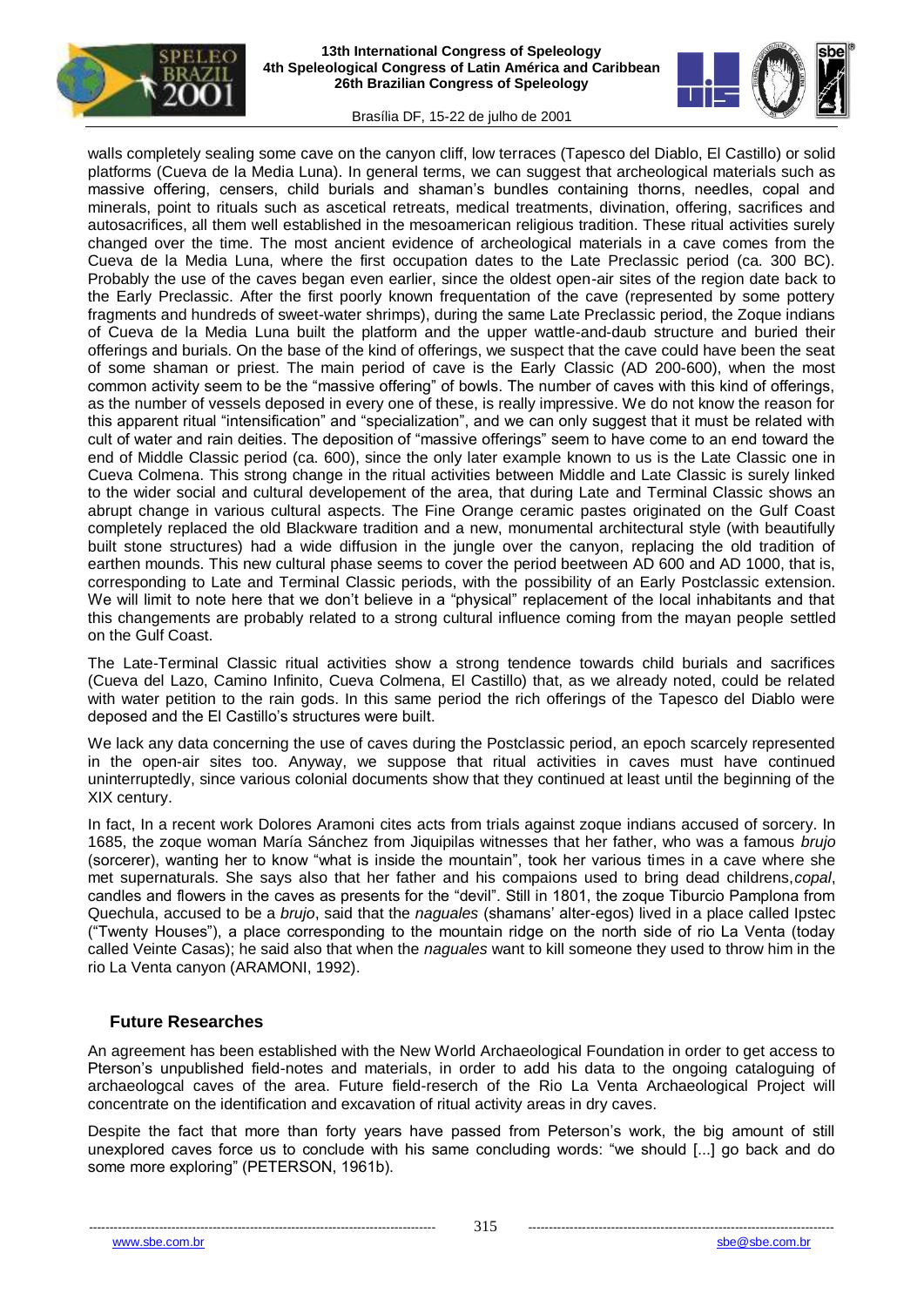walls completely sealing some cave on the canyon cliff, low terraces (Tapesco del Diablo, El Castillo) or solid platforms (Cueva de la Media Luna). In general terms, we can suggest that archeological materials such as massive offering, censers, child burials and shaman's bundles containing thorns, needles, copal and minerals, point to rituals such as ascetical retreats, medical treatments, divination, offering, sacrifices and autosacrifices, all them well established in the mesoamerican religious tradition. These ritual activities surely changed over the time. The most ancient evidence of archeological materials in a cave comes from the Cueva de la Media Luna, where the first occupation dates to the Late Preclassic period (ca. 300 BC). Probably the use of the caves began even earlier, since the oldest open-air sites of the region date back to the Early Preclassic. After the first poorly known frequentation of the cave (represented by some pottery fragments and hundreds of sweet-water shrimps), during the same Late Preclassic period, the Zoque indians of Cueva de la Media Luna built the platform and the upper wattle-and-daub structure and buried their offerings and burials. On the base of the kind of offerings, we suspect that the cave could have been the seat of some shaman or priest. The main period of cave is the Early Classic (AD 200-600), when the most common activity seem to be the "massive offering" of bowls. The number of caves with this kind of offerings, as the number of vessels deposed in every one of these, is really impressive. We do not know the reason for this apparent ritual "intensification" and "specialization", and we can only suggest that it must be related with cult of water and rain deities. The deposition of "massive offerings" seem to have come to an end toward the end of Middle Classic period (ca. 600), since the only later example known to us is the Late Classic one in Cueva Colmena. This strong change in the ritual activities between Middle and Late Classic is surely linked to the wider social and cultural developement of the area, that during Late and Terminal Classic shows an abrupt change in various cultural aspects. The Fine Orange ceramic pastes originated on the Gulf Coast completely replaced the old Blackware tradition and a new, monumental architectural style (with beautifully built stone structures) had a wide diffusion in the jungle over the canyon, replacing the old tradition of earthen mounds. This new cultural phase seems to cover the period beetween AD 600 and AD 1000, that is, corresponding to Late and Terminal Classic periods, with the possibility of an Early Postclassic extension. We will limit to note here that we don't believe in a "physical" replacement of the local inhabitants and that this changements are probably related to a strong cultural influence coming from the mayan people settled on the Gulf Coast.

The Late-Terminal Classic ritual activities show a strong tendence towards child burials and sacrifices (Cueva del Lazo, Camino Infinito, Cueva Colmena, El Castillo) that, as we already noted, could be related with water petition to the rain gods. In this same period the rich offerings of the Tapesco del Diablo were deposed and the El Castillo's structures were built.

We lack any data concerning the use of caves during the Postclassic period, an epoch scarcely represented in the open-air sites too. Anyway, we suppose that ritual activities in caves must have continued uninterruptedly, since various colonial documents show that they continued at least until the beginning of the XIX century.

In fact, In a recent work Dolores Aramoni cites acts from trials against zoque indians accused of sorcery. In 1685, the zoque woman María Sánchez from Jiquipilas witnesses that her father, who was a famous *brujo* (sorcerer), wanting her to know "what is inside the mountain", took her various times in a cave where she met supernaturals. She says also that her father and his compaions used to bring dead childrens,*copal*, candles and flowers in the caves as presents for the "devil". Still in 1801, the zoque Tiburcio Pamplona from Quechula, accused to be a *brujo*, said that the *naguales* (shamans' alter-egos) lived in a place called Ipstec ("Twenty Houses"), a place corresponding to the mountain ridge on the north side of rio La Venta (today called Veinte Casas); he said also that when the *naguales* want to kill someone they used to throw him in the rio La Venta canyon (ARAMONI, 1992).

## Future Researches

An agreement has been established with the New World Archaeological Foundation in order to get access to Pterson's unpublished field-notes and materials, in order to add his data to the ongoing cataloguing of archaeologcal caves of the area. Future field-reserch of the Rio La Venta Archaeological Project will concentrate on the identification and excavation of ritual activity areas in dry caves.

Despite the fact that more than forty years have passed from Peterson's work, the big amount of still unexplored caves force us to conclude with his same concluding words: "we should [...] go back and do some more exploring" (PETERSON, 1961b).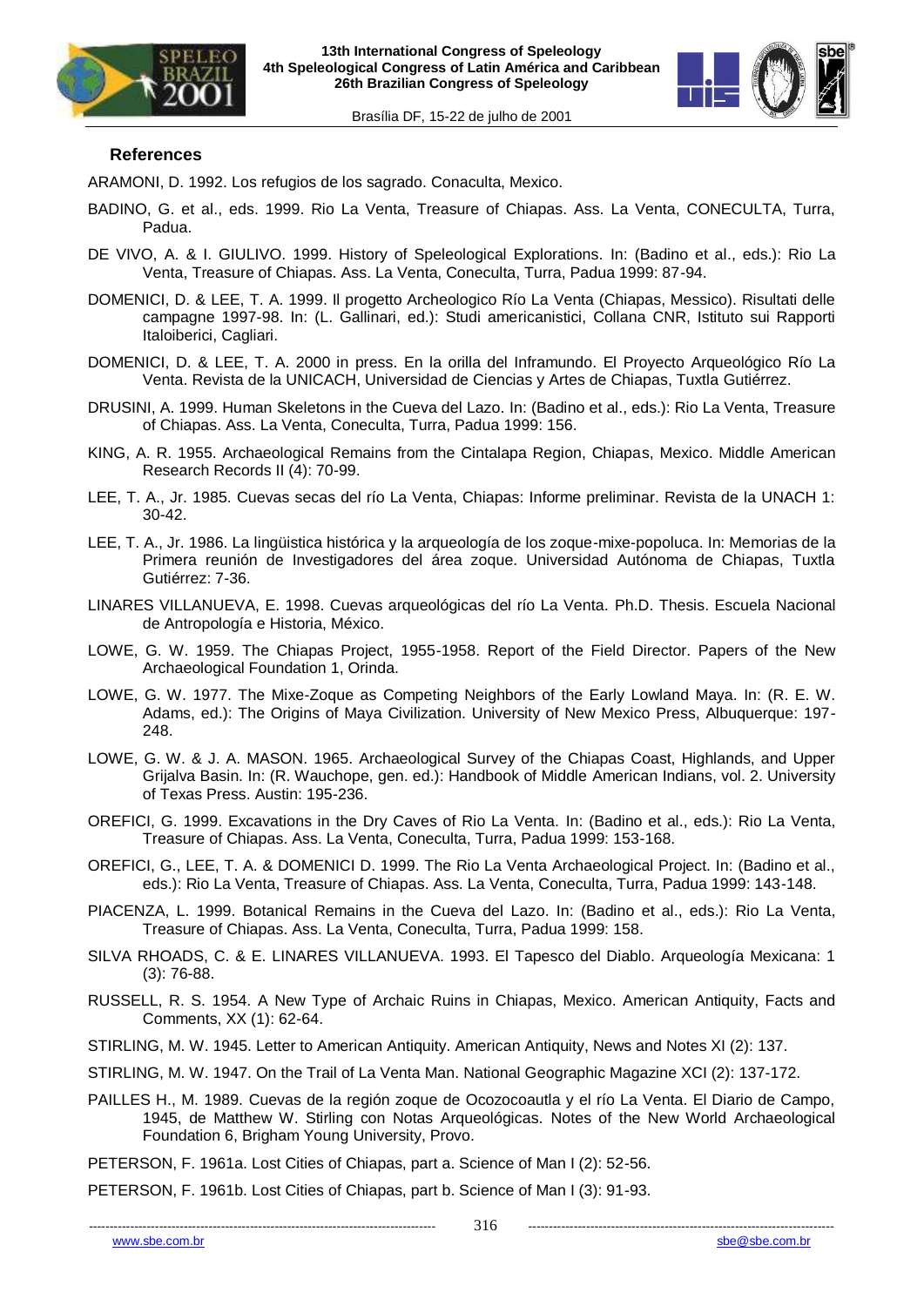## References

ARAMONI, D. 1992. Los refugios de los sagrado. Conaculta, Mexico.

BADINO, G. et al., eds. 1999. Rio La Venta, Treasure of Chiapas. Ass. La Venta, CONECULTA, Turra, Padua.

DE VIVO, A. & I. GIULIVO. 1999. History of Speleological Explorations. In: (Badino et al., eds.): Rio La Venta, Treasure of Chiapas. Ass. La Venta, Coneculta, Turra, Padua 1999: 87-94.

DOMENICI, D. & LEE, T. A. 1999. Il progetto Archeologico Río La Venta (Chiapas, Messico). Risultati delle campagne 1997-98. In: (L. Gallinari, ed.): Studi americanistici, Collana CNR, Istituto sui Rapporti Italoiberici, Cagliari.

DOMENICI, D. & LEE, T. A. 2000 in press. En la orilla del Inframundo. El Proyecto Arqueológico Río La Venta. Revista de la UNICACH, Universidad de Ciencias y Artes de Chiapas, Tuxtla Gutiérrez.

DRUSINI, A. 1999. Human Skeletons in the Cueva del Lazo. In: (Badino et al., eds.): Rio La Venta, Treasure of Chiapas. Ass. La Venta, Coneculta, Turra, Padua 1999: 156.

KING, A. R. 1955. Archaeological Remains from the Cintalapa Region, Chiapas, Mexico. Middle American Research Records II (4): 70-99.

LEE, T. A., Jr. 1985. Cuevas secas del río La Venta, Chiapas: Informe preliminar. Revista de la UNACH 1: 30-42.

LEE, T. A., Jr. 1986. La lingüistica histórica y la arqueología de los zoque-mixe-popoluca. In: Memorias de la Primera reunión de Investigadores del área zoque. Universidad Autónoma de Chiapas, Tuxtla Gutiérrez: 7-36.

LINARES VILLANUEVA, E. 1998. Cuevas arqueológicas del río La Venta. Ph.D. Thesis. Escuela Nacional de Antropología e Historia, México.

LOWE, G. W. 1959. The Chiapas Project, 1955-1958. Report of the Field Director. Papers of the New Archaeological Foundation 1, Orinda.

LOWE, G. W. 1977. The Mixe-Zoque as Competing Neighbors of the Early Lowland Maya. In: (R. E. W. Adams, ed.): The Origins of Maya Civilization. University of New Mexico Press, Albuquerque: 197-248.

LOWE, G. W. & J. A. MASON. 1965. Archaeological Survey of the Chiapas Coast, Highlands, and Upper Grijalva Basin. In: (R. Wauchope, gen. ed.): Handbook of Middle American Indians, vol. 2. University of Texas Press. Austin: 195-236.

OREFICI, G. 1999. Excavations in the Dry Caves of Rio La Venta. In: (Badino et al., eds.): Rio La Venta, Treasure of Chiapas. Ass. La Venta, Coneculta, Turra, Padua 1999: 153-168.

OREFICI, G., LEE, T. A. & DOMENICI D. 1999. The Rio La Venta Archaeological Project. In: (Badino et al., eds.): Rio La Venta, Treasure of Chiapas. Ass. La Venta, Coneculta, Turra, Padua 1999: 143-148.

PIACENZA, L. 1999. Botanical Remains in the Cueva del Lazo. In: (Badino et al., eds.): Rio La Venta, Treasure of Chiapas. Ass. La Venta, Coneculta, Turra, Padua 1999: 158.

SILVA RHOADS, C. & E. LINARES VILLANUEVA. 1993. El Tapesco del Diablo. Arqueología Mexicana: 1 (3): 76-88.

RUSSELL, R. S. 1954. A New Type of Archaic Ruins in Chiapas, Mexico. American Antiquity, Facts and Comments, XX (1): 62-64.

STIRLING, M. W. 1945. Letter to American Antiquity. American Antiquity, News and Notes XI (2): 137.

STIRLING, M. W. 1947. On the Trail of La Venta Man. National Geographic Magazine XCI (2): 137-172.

PAILLES H., M. 1989. Cuevas de la región zoque de Ocozocoautla y el río La Venta. El Diario de Campo, 1945, de Matthew W. Stirling con Notas Arqueológicas. Notes of the New World Archaeological Foundation 6, Brigham Young University, Provo.

PETERSON, F. 1961a. Lost Cities of Chiapas, part a. Science of Man I (2): 52-56.

PETERSON, F. 1961b. Lost Cities of Chiapas, part b. Science of Man I (3): 91-93.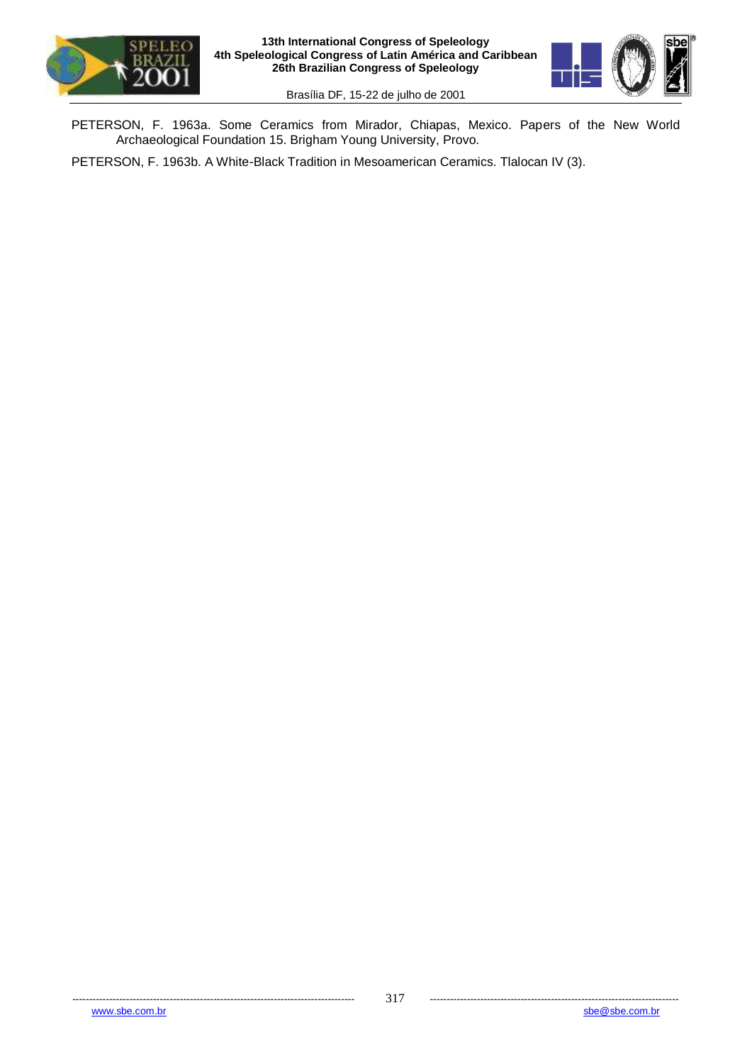PETERSON, F. 1963a. Some Ceramics from Mirador, Chiapas, Mexico. Papers of the New World Archaeological Foundation 15. Brigham Young University, Provo.

PETERSON, F. 1963b. A White-Black Tradition in Mesoamerican Ceramics. Tlalocan IV (3).